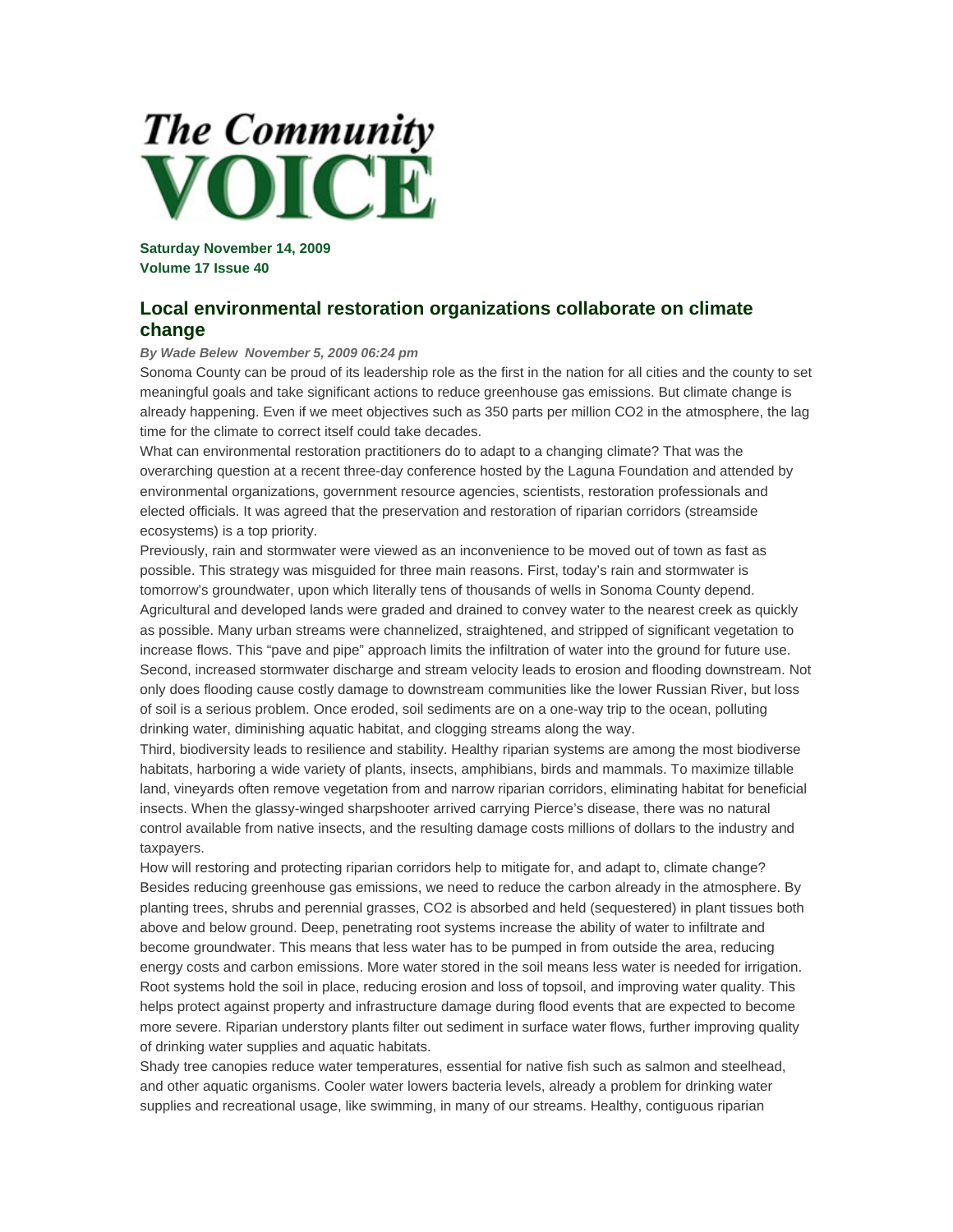# The Community VOICE

**Saturday November 14, 2009**
**Volume 17 Issue 40**

## Local environmental restoration organizations collaborate on climate change

***By Wade Belew November 5, 2009 06:24 pm***

Sonoma County can be proud of its leadership role as the first in the nation for all cities and the county to set meaningful goals and take significant actions to reduce greenhouse gas emissions. But climate change is already happening. Even if we meet objectives such as 350 parts per million $CO_2$ in the atmosphere, the lag time for the climate to correct itself could take decades.

What can environmental restoration practitioners do to adapt to a changing climate? That was the overarching question at a recent three-day conference hosted by the Laguna Foundation and attended by environmental organizations, government resource agencies, scientists, restoration professionals and elected officials. It was agreed that the preservation and restoration of riparian corridors (streamside ecosystems) is a top priority.

Previously, rain and stormwater were viewed as an inconvenience to be moved out of town as fast as possible. This strategy was misguided for three main reasons. First, today's rain and stormwater is tomorrow's groundwater, upon which literally tens of thousands of wells in Sonoma County depend. Agricultural and developed lands were graded and drained to convey water to the nearest creek as quickly as possible. Many urban streams were channelized, straightened, and stripped of significant vegetation to increase flows. This "pave and pipe" approach limits the infiltration of water into the ground for future use.

Second, increased stormwater discharge and stream velocity leads to erosion and flooding downstream. Not only does flooding cause costly damage to downstream communities like the lower Russian River, but loss of soil is a serious problem. Once eroded, soil sediments are on a one-way trip to the ocean, polluting drinking water, diminishing aquatic habitat, and clogging streams along the way.

Third, biodiversity leads to resilience and stability. Healthy riparian systems are among the most biodiverse habitats, harboring a wide variety of plants, insects, amphibians, birds and mammals. To maximize tillable land, vineyards often remove vegetation from and narrow riparian corridors, eliminating habitat for beneficial insects. When the glassy-winged sharpshooter arrived carrying Pierce's disease, there was no natural control available from native insects, and the resulting damage costs millions of dollars to the industry and taxpayers.

How will restoring and protecting riparian corridors help to mitigate for, and adapt to, climate change? Besides reducing greenhouse gas emissions, we need to reduce the carbon already in the atmosphere. By planting trees, shrubs and perennial grasses, $CO_2$ is absorbed and held (sequestered) in plant tissues both above and below ground. Deep, penetrating root systems increase the ability of water to infiltrate and become groundwater. This means that less water has to be pumped in from outside the area, reducing energy costs and carbon emissions. More water stored in the soil means less water is needed for irrigation. Root systems hold the soil in place, reducing erosion and loss of topsoil, and improving water quality. This helps protect against property and infrastructure damage during flood events that are expected to become more severe. Riparian understory plants filter out sediment in surface water flows, further improving quality of drinking water supplies and aquatic habitats.

Shady tree canopies reduce water temperatures, essential for native fish such as salmon and steelhead, and other aquatic organisms. Cooler water lowers bacteria levels, already a problem for drinking water supplies and recreational usage, like swimming, in many of our streams. Healthy, contiguous riparian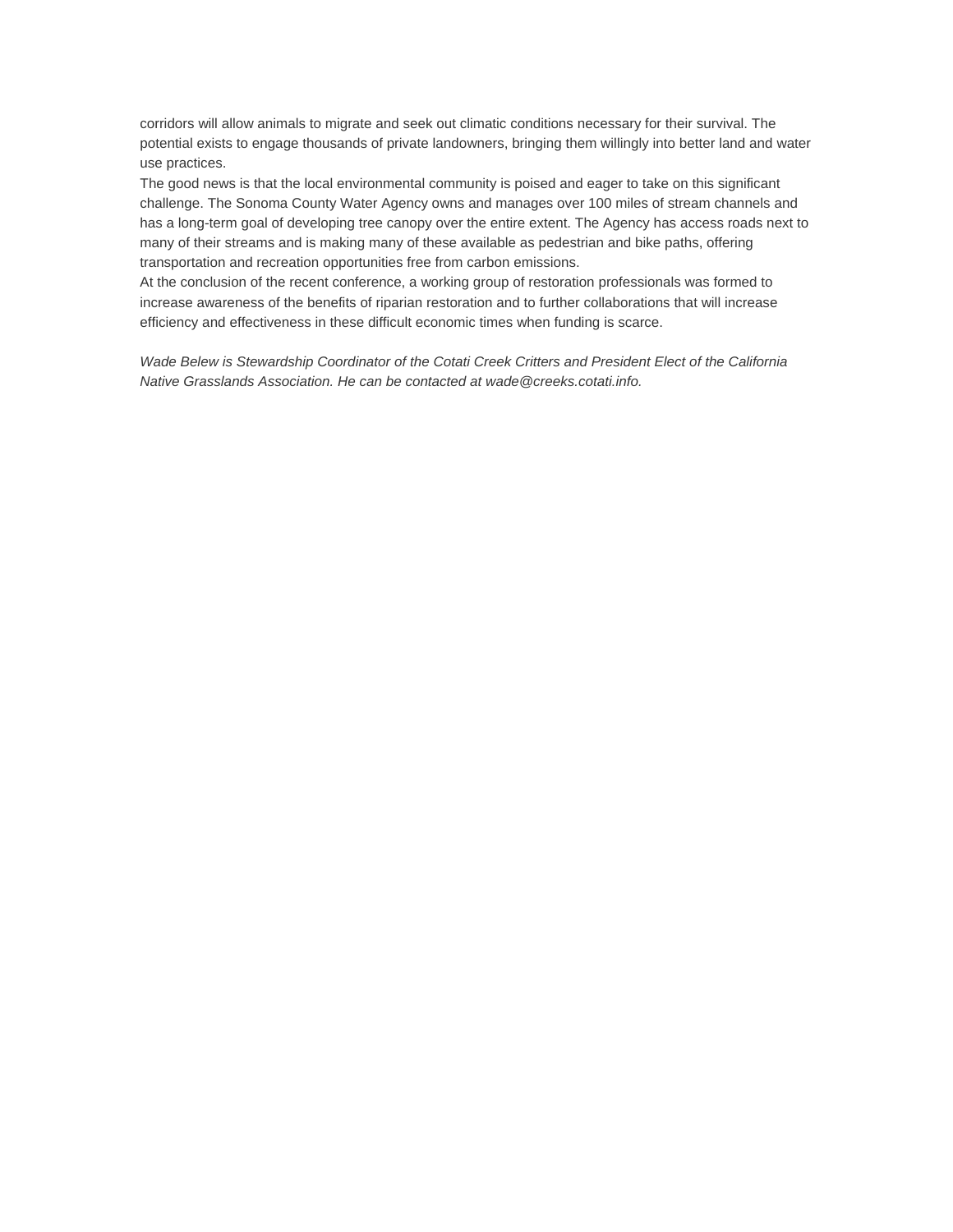corridors will allow animals to migrate and seek out climatic conditions necessary for their survival. The potential exists to engage thousands of private landowners, bringing them willingly into better land and water use practices.

The good news is that the local environmental community is poised and eager to take on this significant challenge. The Sonoma County Water Agency owns and manages over 100 miles of stream channels and has a long-term goal of developing tree canopy over the entire extent. The Agency has access roads next to many of their streams and is making many of these available as pedestrian and bike paths, offering transportation and recreation opportunities free from carbon emissions.

At the conclusion of the recent conference, a working group of restoration professionals was formed to increase awareness of the benefits of riparian restoration and to further collaborations that will increase efficiency and effectiveness in these difficult economic times when funding is scarce.

*Wade Belew is Stewardship Coordinator of the Cotati Creek Critters and President Elect of the California Native Grasslands Association. He can be contacted at wade@creeks.cotati.info.*